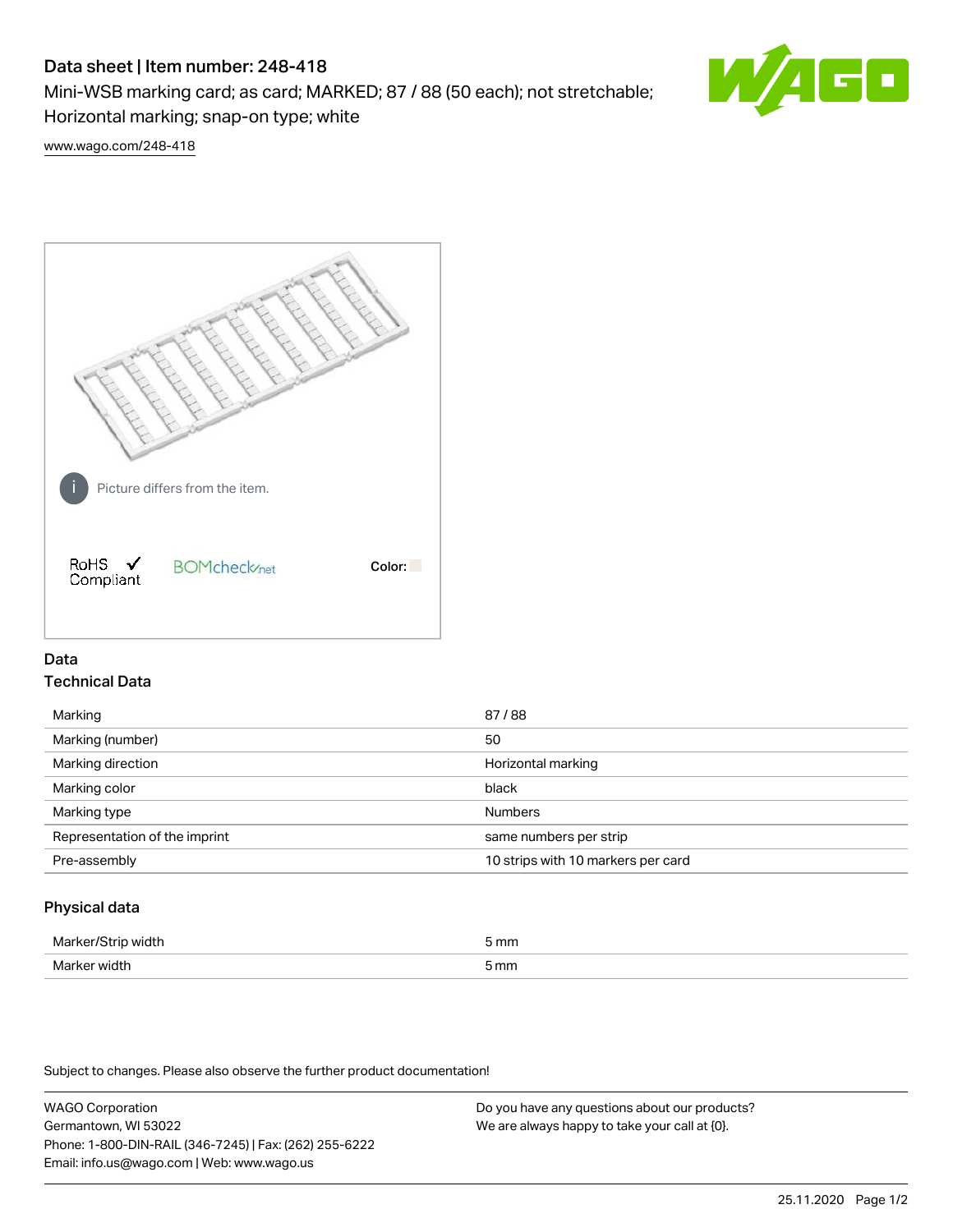# Data sheet | Item number: 248-418

Mini-WSB marking card; as card; MARKED; 87 / 88 (50 each); not stretchable; Horizontal marking; snap-on type; white

www.wago.com/248-418

Picture differs from the item.

RoHS ✓ Compliant

BOMcheck.net

Color:

## Data

### Technical Data

| | |
|---|---|
| Marking | 87 / 88 |
| Marking (number) | 50 |
| Marking direction | Horizontal marking |
| Marking color | black |
| Marking type | Numbers |
| Representation of the imprint | same numbers per strip |
| Pre-assembly | 10 strips with 10 markers per card |

### Physical data

| | |
|---|---|
| Marker/Strip width | 5 mm |
| Marker width | 5 mm |

Subject to changes. Please also observe the further product documentation!

WAGO Corporation
Germantown, WI 53022
Phone: 1-800-DIN-RAIL (346-7245) | Fax: (262) 255-6222
Email: info.us@wago.com | Web: www.wago.us

Do you have any questions about our products?
We are always happy to take your call at {0}.

25.11.2020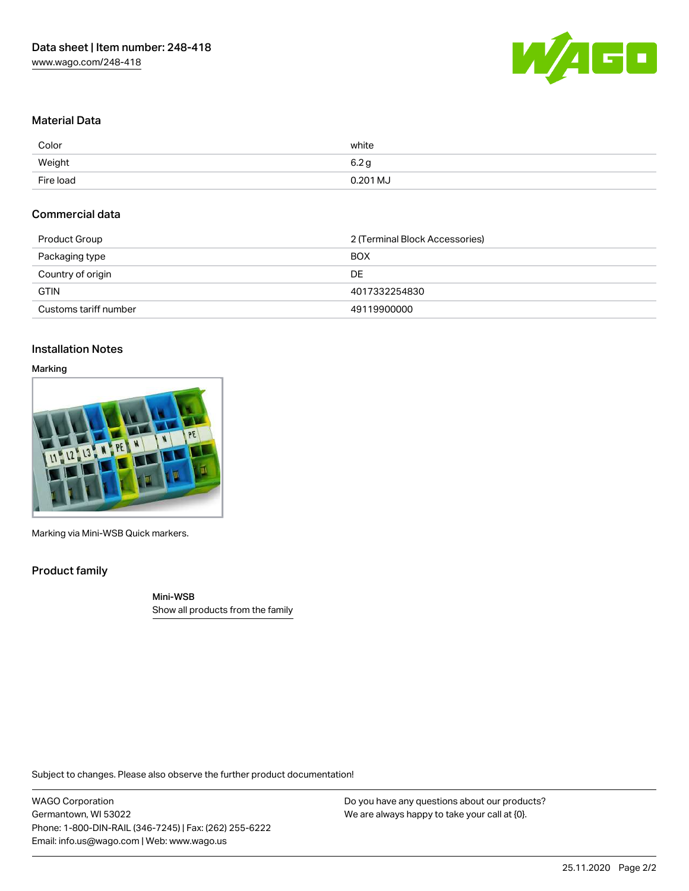Data sheet | Item number: 248-418
www.wago.com/248-418

## Material Data

| | |
|---|---|
| Color | white |
| Weight | 6.2 g |
| Fire load | 0.201 MJ |

## Commercial data

| | |
|---|---|
| Product Group | 2 (Terminal Block Accessories) |
| Packaging type | BOX |
| Country of origin | DE |
| GTIN | 4017332254830 |
| Customs tariff number | 49119900000 |

## Installation Notes

### Marking

Marking via Mini-WSB Quick markers.

## Product family

Mini-WSB
Show all products from the family

Subject to changes. Please also observe the further product documentation!

WAGO Corporation
Germantown, WI 53022
Phone: 1-800-DIN-RAIL (346-7245) | Fax: (262) 255-6222
Email: info.us@wago.com | Web: www.wago.us

Do you have any questions about our products?
We are always happy to take your call at {0}.

25.11.2020